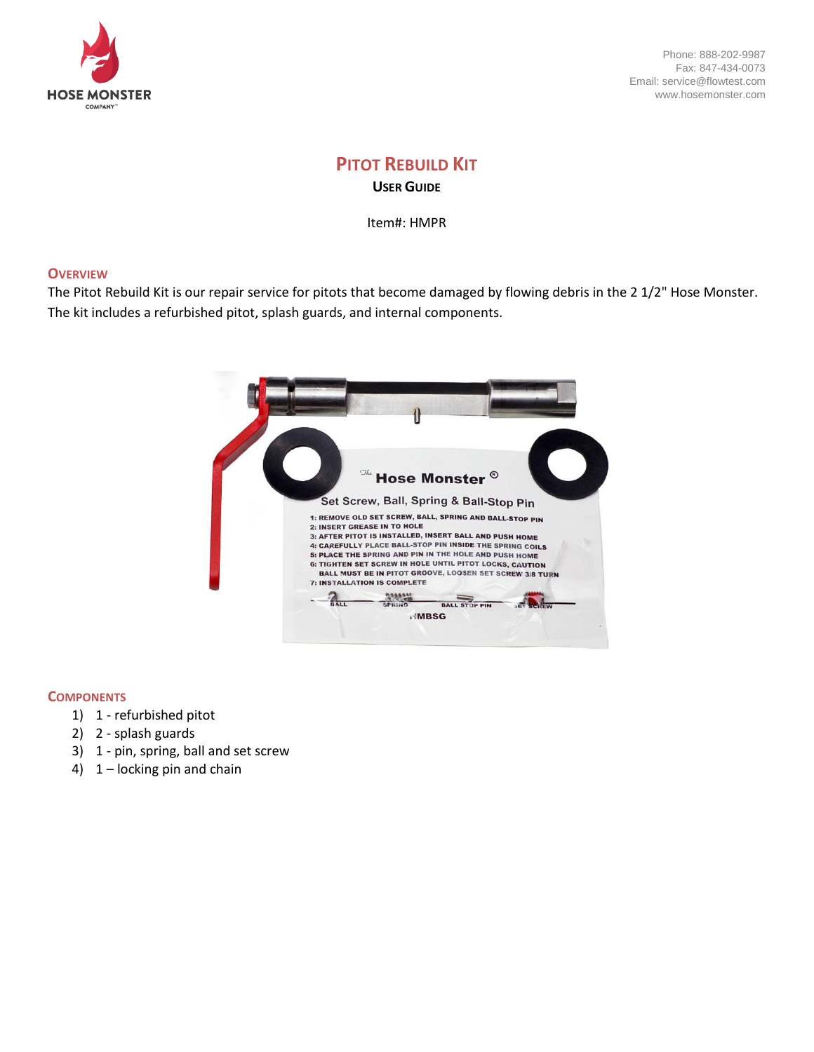HOSE MONSTER COMPANY

Phone: 888-202-9987
Fax: 847-434-0073
Email: service@flowtest.com
www.hosemonster.com

# Pitot Rebuild Kit

## User Guide

Item#: HMPR

## Overview

The Pitot Rebuild Kit is our repair service for pitots that become damaged by flowing debris in the 2 1/2" Hose Monster. The kit includes a refurbished pitot, splash guards, and internal components.

## Components

1) 1 - refurbished pitot
2) 2 - splash guards
3) 1 - pin, spring, ball and set screw
4) 1 – locking pin and chain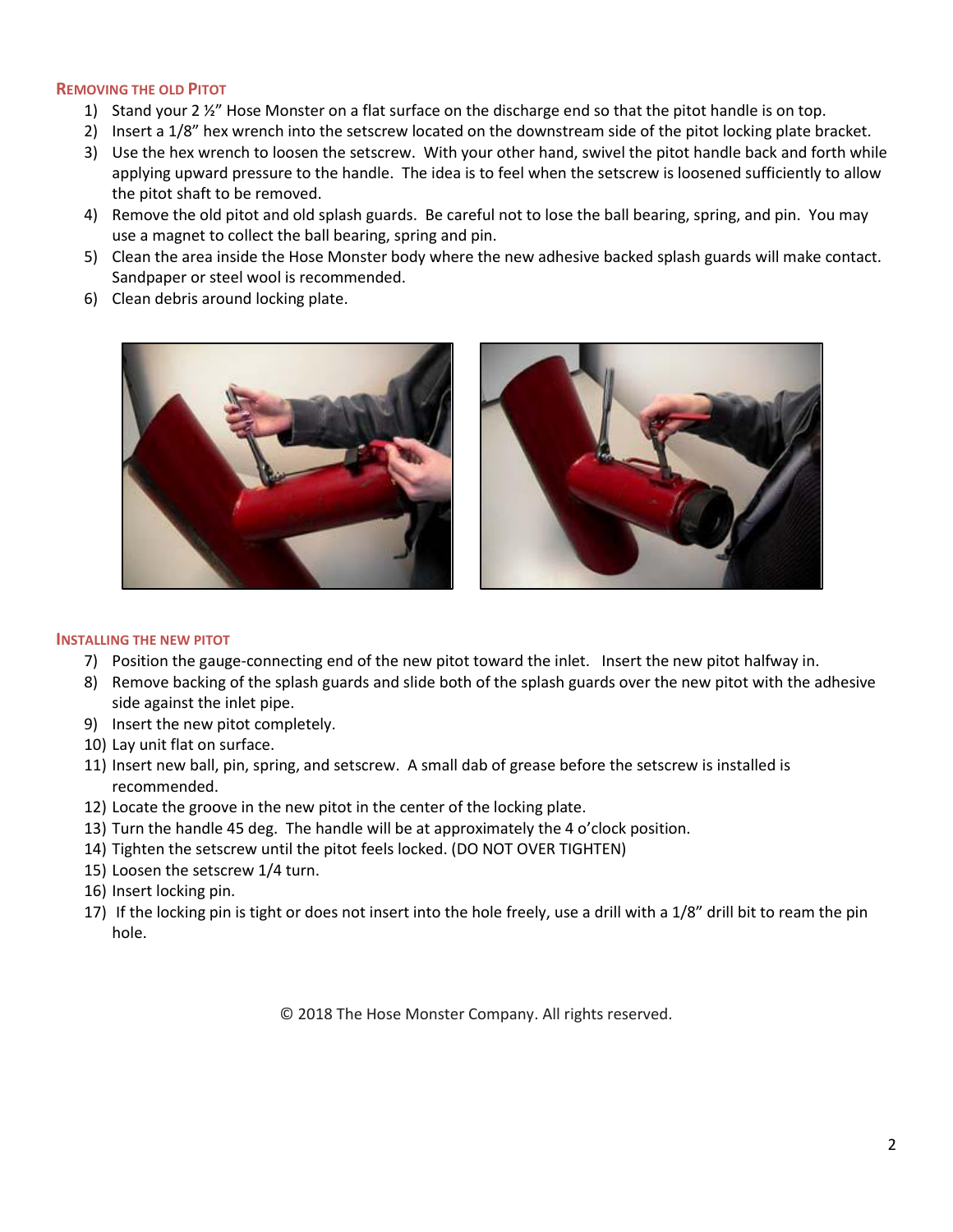## Removing the Old Pitot

1) Stand your 2 ½" Hose Monster on a flat surface on the discharge end so that the pitot handle is on top.
2) Insert a 1/8" hex wrench into the setscrew located on the downstream side of the pitot locking plate bracket.
3) Use the hex wrench to loosen the setscrew. With your other hand, swivel the pitot handle back and forth while applying upward pressure to the handle. The idea is to feel when the setscrew is loosened sufficiently to allow the pitot shaft to be removed.
4) Remove the old pitot and old splash guards. Be careful not to lose the ball bearing, spring, and pin. You may use a magnet to collect the ball bearing, spring and pin.
5) Clean the area inside the Hose Monster body where the new adhesive backed splash guards will make contact. Sandpaper or steel wool is recommended.
6) Clean debris around locking plate.

## Installing the New Pitot

7) Position the gauge-connecting end of the new pitot toward the inlet. Insert the new pitot halfway in.
8) Remove backing of the splash guards and slide both of the splash guards over the new pitot with the adhesive side against the inlet pipe.
9) Insert the new pitot completely.
10) Lay unit flat on surface.
11) Insert new ball, pin, spring, and setscrew. A small dab of grease before the setscrew is installed is recommended.
12) Locate the groove in the new pitot in the center of the locking plate.
13) Turn the handle 45 deg. The handle will be at approximately the 4 o'clock position.
14) Tighten the setscrew until the pitot feels locked. (DO NOT OVER TIGHTEN)
15) Loosen the setscrew 1/4 turn.
16) Insert locking pin.
17) If the locking pin is tight or does not insert into the hole freely, use a drill with a 1/8" drill bit to ream the pin hole.

© 2018 The Hose Monster Company. All rights reserved.